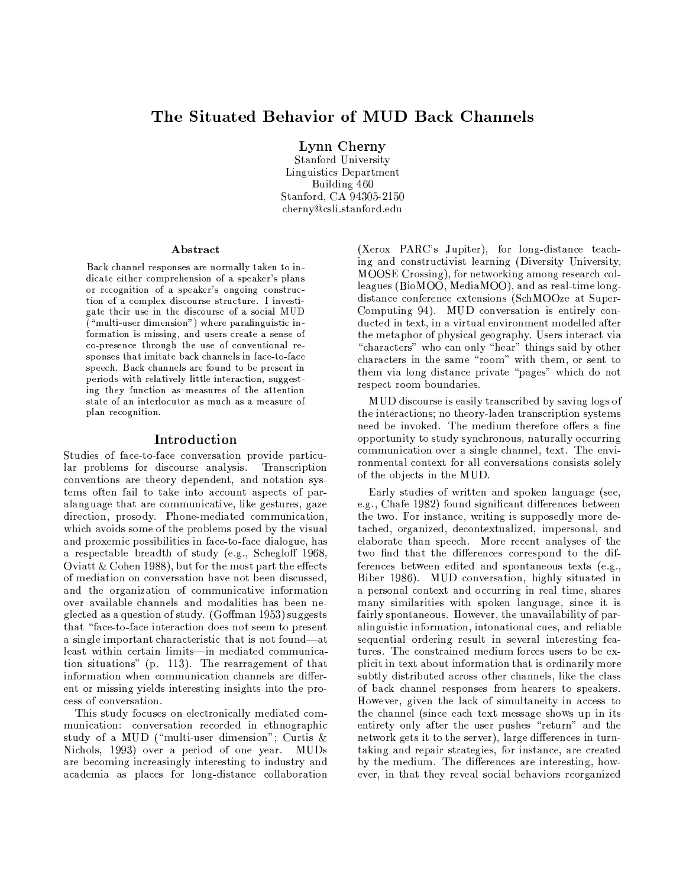# The Situated Behavior of MUD Back Channels

**Lynn Cherny**
Stanford University
Linguistics Department
Building 460
Stanford, CA 94305-2150
cherny@csli.stanford.edu

### Abstract

Back channel responses are normally taken to indicate either comprehension of a speaker's plans or recognition of a speaker's ongoing construction of a complex discourse structure. I investigate their use in the discourse of a social MUD ("multi-user dimension") where paralinguistic information is missing, and users create a sense of co-presence through the use of conventional responses that imitate back channels in face-to-face speech. Back channels are found to be present in periods with relatively little interaction, suggesting they function as measures of the attention state of an interlocutor as much as a measure of plan recognition.

## Introduction

Studies of face-to-face conversation provide particular problems for discourse analysis. Transcription conventions are theory dependent, and notation systems often fail to take into account aspects of paralanguage that are communicative, like gestures, gaze direction, prosody. Phone-mediated communication, which avoids some of the problems posed by the visual and proxemic possibilities in face-to-face dialogue, has a respectable breadth of study (e.g., Schegloff 1968, Oviatt & Cohen 1988), but for the most part the effects of mediation on conversation have not been discussed, and the organization of communicative information over available channels and modalities has been neglected as a question of study. (Goffman 1953) suggests that "face-to-face interaction does not seem to present a single important characteristic that is not found—at least within certain limits—in mediated communication situations" (p. 113). The rearragement of that information when communication channels are different or missing yields interesting insights into the process of conversation.

This study focuses on electronically mediated communication: conversation recorded in ethnographic study of a MUD ("multi-user dimension"; Curtis & Nichols, 1993) over a period of one year. MUDs are becoming increasingly interesting to industry and academia as places for long-distance collaboration (Xerox PARC's Jupiter), for long-distance teaching and constructivist learning (Diversity University, MOOSE Crossing), for networking among research colleagues (BioMOO, MediaMOO), and as real-time long-distance conference extensions (SchMOOze at Super-Computing 94). MUD conversation is entirely conducted in text, in a virtual environment modelled after the metaphor of physical geography. Users interact via "characters" who can only "hear" things said by other characters in the same "room" with them, or sent to them via long distance private "pages" which do not respect room boundaries.

MUD discourse is easily transcribed by saving logs of the interactions; no theory-laden transcription systems need be invoked. The medium therefore offers a fine opportunity to study synchronous, naturally occurring communication over a single channel, text. The environmental context for all conversations consists solely of the objects in the MUD.

Early studies of written and spoken language (see, e.g., Chafe 1982) found significant differences between the two. For instance, writing is supposedly more detached, organized, decontextualized, impersonal, and elaborate than speech. More recent analyses of the two find that the differences correspond to the differences between edited and spontaneous texts (e.g., Biber 1986). MUD conversation, highly situated in a personal context and occurring in real time, shares many similarities with spoken language, since it is fairly spontaneous. However, the unavailability of paralinguistic information, intonational cues, and reliable sequential ordering result in several interesting features. The constrained medium forces users to be explicit in text about information that is ordinarily more subtly distributed across other channels, like the class of back channel responses from hearers to speakers. However, given the lack of simultaneity in access to the channel (since each text message shows up in its entirety only after the user pushes "return" and the network gets it to the server), large differences in turn-taking and repair strategies, for instance, are created by the medium. The differences are interesting, however, in that they reveal social behaviors reorganized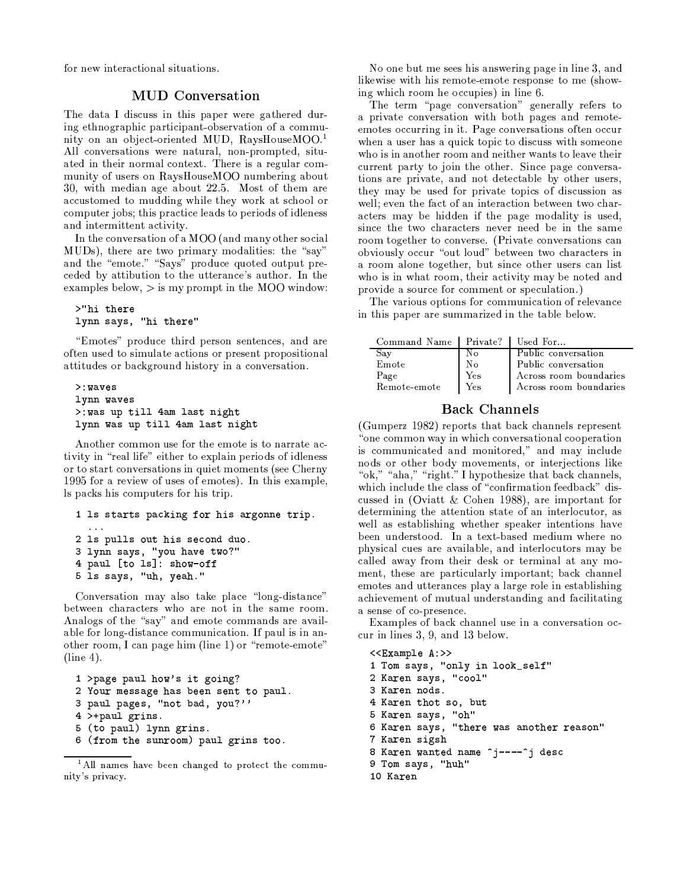for new interactional situations.

## MUD Conversation

The data I discuss in this paper were gathered during ethnographic participant-observation of a community on an object-oriented MUD, RaysHouseMOO.[1] All conversations were natural, non-prompted, situated in their normal context. There is a regular community of users on RaysHouseMOO numbering about 30, with median age about 22.5. Most of them are accustomed to mudding while they work at school or computer jobs; this practice leads to periods of idleness and intermittent activity.

In the conversation of a MOO (and many other social MUDs), there are two primary modalities: the "say" and the "emote." "Says" produce quoted output preceded by attibution to the utterance's author. In the examples below, > is my prompt in the MOO window:

```
>"hi there
lynn says, "hi there"
```

"Emotes" produce third person sentences, and are often used to simulate actions or present propositional attitudes or background history in a conversation.

```
>:waves
lynn waves
>:was up till 4am last night
lynn was up till 4am last night
```

Another common use for the emote is to narrate activity in "real life" either to explain periods of idleness or to start conversations in quiet moments (see Cherny 1995 for a review of uses of emotes). In this example, ls packs his computers for his trip.

```
1 ls starts packing for his argonne trip.
  ...
2 ls pulls out his second duo.
3 lynn says, "you have two?"
4 paul [to ls]: show-off
5 ls says, "uh, yeah."
```

Conversation may also take place "long-distance" between characters who are not in the same room. Analogs of the "say" and emote commands are available for long-distance communication. If paul is in another room, I can page him (line 1) or "remote-emote" (line 4).

```
1 >page paul how's it going?
2 Your message has been sent to paul.
3 paul pages, "not bad, you?''
4 >+paul grins.
5 (to paul) lynn grins.
6 (from the sunroom) paul grins too.
```

[1] All names have been changed to protect the community's privacy.

No one but me sees his answering page in line 3, and likewise with his remote-emote response to me (showing which room he occupies) in line 6.

The term "page conversation" generally refers to a private conversation with both pages and remote-emotes occurring in it. Page conversations often occur when a user has a quick topic to discuss with someone who is in another room and neither wants to leave their current party to join the other. Since page conversations are private, and not detectable by other users, they may be used for private topics of discussion as well; even the fact of an interaction between two characters may be hidden if the page modality is used, since the two characters never need be in the same room together to converse. (Private conversations can obviously occur "out loud" between two characters in a room alone together, but since other users can list who is in what room, their activity may be noted and provide a source for comment or speculation.)

The various options for communication of relevance in this paper are summarized in the table below.

| Command Name | Private? | Used For... |
|---|---|---|
| Say | No | Public conversation |
| Emote | No | Public conversation |
| Page | Yes | Across room boundaries |
| Remote-emote | Yes | Across room boundaries |

## Back Channels

(Gumperz 1982) reports that back channels represent "one common way in which conversational cooperation is communicated and monitored," and may include nods or other body movements, or interjections like "ok," "aha," "right." I hypothesize that back channels, which include the class of "confirmation feedback" discussed in (Oviatt & Cohen 1988), are important for determining the attention state of an interlocutor, as well as establishing whether speaker intentions have been understood. In a text-based medium where no physical cues are available, and interlocutors may be called away from their desk or terminal at any moment, these are particularly important; back channel emotes and utterances play a large role in establishing achievement of mutual understanding and facilitating a sense of co-presence.

Examples of back channel use in a conversation occur in lines 3, 9, and 13 below.

```
<<Example A:>>
1 Tom says, "only in look_self"
2 Karen says, "cool"
3 Karen nods.
4 Karen thot so, but
5 Karen says, "oh"
6 Karen says, "there was another reason"
7 Karen sigsh
8 Karen wanted name ^j----^j desc
9 Tom says, "huh"
10 Karen
```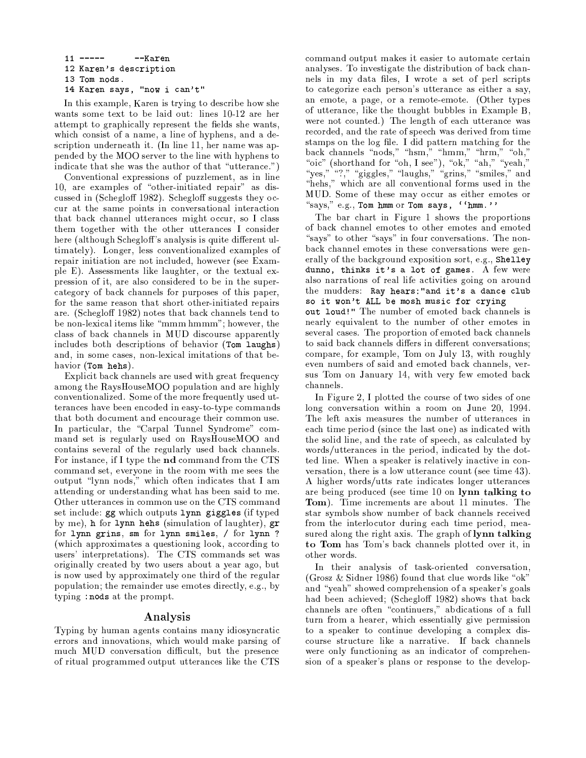```
11 -----      --Karen
12 Karen's description
13 Tom nods.
14 Karen says, "now i can't"
```

In this example, Karen is trying to describe how she wants some text to be laid out: lines 10-12 are her attempt to graphically represent the fields she wants, which consist of a name, a line of hyphens, and a description underneath it. (In line 11, her name was appended by the MOO server to the line with hyphens to indicate that she was the author of that "utterance.")

Conventional expressions of puzzlement, as in line 10, are examples of "other-initiated repair" as discussed in (Schegloff 1982). Schegloff suggests they occur at the same points in conversational interaction that back channel utterances might occur, so I class them together with the other utterances I consider here (although Schegloff's analysis is quite different ultimately). Longer, less conventionalized examples of repair initiation are not included, however (see Example E). Assessments like laughter, or the textual expression of it, are also considered to be in the super-category of back channels for purposes of this paper, for the same reason that short other-initiated repairs are. (Schegloff 1982) notes that back channels tend to be non-lexical items like "mmm hmmm"; however, the class of back channels in MUD discourse apparently includes both descriptions of behavior (`Tom laughs`) and, in some cases, non-lexical imitations of that behavior (`Tom hehs`).

Explicit back channels are used with great frequency among the RaysHouseMOO population and are highly conventionalized. Some of the more frequently used utterances have been encoded in easy-to-type commands that both document and encourage their common use. In particular, the "Carpal Tunnel Syndrome" command set is regularly used on RaysHouseMOO and contains several of the regularly used back channels. For instance, if I type the **nd** command from the CTS command set, everyone in the room with me sees the output "lynn nods," which often indicates that I am attending or understanding what has been said to me. Other utterances in common use on the CTS command set include: `gg` which outputs `lynn giggles` (if typed by me), `h` for `lynn hehs` (simulation of laughter), `gr` for `lynn grins`, `sm` for `lynn smiles`, `/` for `lynn ?` (which approximates a questioning look, according to users' interpretations). The CTS commands set was originally created by two users about a year ago, but is now used by approximately one third of the regular population; the remainder use emotes directly, e.g., by typing `:nods` at the prompt.

## Analysis

Typing by human agents contains many idiosyncratic errors and innovations, which would make parsing of much MUD conversation difficult, but the presence of ritual programmed output utterances like the CTS command output makes it easier to automate certain analyses. To investigate the distribution of back channels in my data files, I wrote a set of perl scripts to categorize each person's utterance as either a say, an emote, a page, or a remote-emote. (Other types of utterance, like the thought bubbles in Example B, were not counted.) The length of each utterance was recorded, and the rate of speech was derived from time stamps on the log file. I did pattern matching for the back channels "nods," "hsm," "hmm," "hrm," "oh," "oic" (shorthand for "oh, I see"), "ok," "ah," "yeah," "yes," "?," "giggles," "laughs," "grins," "smiles," and "hehs," which are all conventional forms used in the MUD. Some of these may occur as either emotes or "says," e.g., `Tom hmm` or `Tom says, ''hmm.''`

The bar chart in Figure 1 shows the proportions of back channel emotes to other emotes and emoted "says" to other "says" in four conversations. The non-back channel emotes in these conversations were generally of the background exposition sort, e.g., `Shelley dunno, thinks it's a lot of games.` A few were also narrations of real life activities going on around the mudders: `Ray hears:"and it's a dance club so it won't ALL be mosh music for crying out loud!"` The number of emoted back channels is nearly equivalent to the number of other emotes in several cases. The proportion of emoted back channels to said back channels differs in different conversations; compare, for example, Tom on July 13, with roughly even numbers of said and emoted back channels, versus Tom on January 14, with very few emoted back channels.

In Figure 2, I plotted the course of two sides of one long conversation within a room on June 20, 1994. The left axis measures the number of utterances in each time period (since the last one) as indicated with the solid line, and the rate of speech, as calculated by words/utterances in the period, indicated by the dotted line. When a speaker is relatively inactive in conversation, there is a low utterance count (see time 43). A higher words/utts rate indicates longer utterances are being produced (see time 10 on **lynn talking to Tom**). Time increments are about 11 minutes. The star symbols show number of back channels received from the interlocutor during each time period, measured along the right axis. The graph of **lynn talking to Tom** has Tom's back channels plotted over it, in other words.

In their analysis of task-oriented conversation, (Grosz & Sidner 1986) found that clue words like "ok" and "yeah" showed comprehension of a speaker's goals had been achieved; (Schegloff 1982) shows that back channels are often "continuers," abdications of a full turn from a hearer, which essentially give permission to a speaker to continue developing a complex discourse structure like a narrative. If back channels were only functioning as an indicator of comprehension of a speaker's plans or response to the develop-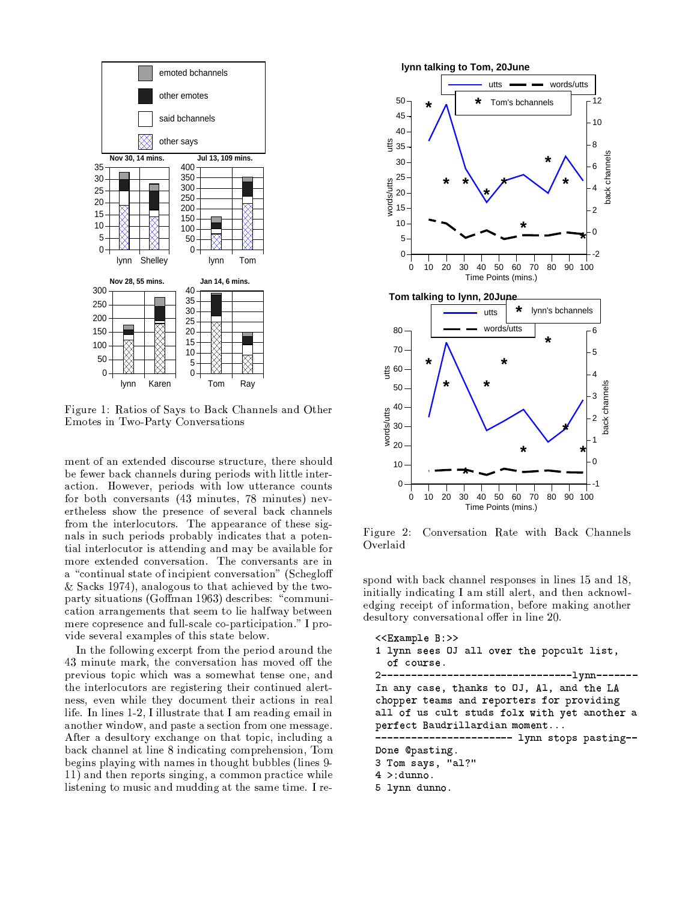Figure 1: Ratios of Says to Back Channels and Other Emotes in Two-Party Conversations

ment of an extended discourse structure, there should be fewer back channels during periods with little interaction. However, periods with low utterance counts for both conversants (43 minutes, 78 minutes) nevertheless show the presence of several back channels from the interlocutors. The appearance of these signals in such periods probably indicates that a potential interlocutor is attending and may be available for more extended conversation. The conversants are in a "continual state of incipient conversation" (Schegloff & Sacks 1974), analogous to that achieved by the two-party situations (Goffman 1963) describes: "communication arrangements that seem to lie halfway between mere copresence and full-scale co-participation." I provide several examples of this state below.

In the following excerpt from the period around the 43 minute mark, the conversation has moved off the previous topic which was a somewhat tense one, and the interlocutors are registering their continued alertness, even while they document their actions in real life. In lines 1-2, I illustrate that I am reading email in another window, and paste a section from one message. After a desultory exchange on that topic, including a back channel at line 8 indicating comprehension, Tom begins playing with names in thought bubbles (lines 9-11) and then reports singing, a common practice while listening to music and mudding at the same time. I respond with back channel responses in lines 15 and 18, initially indicating I am still alert, and then acknowledging receipt of information, before making another desultory conversational offer in line 20.

Figure 2: Conversation Rate with Back Channels Overlaid

```
<<Example B:>>
1 lynn sees OJ all over the popcult list,
  of course.
2-------------------------------lynn-------
In any case, thanks to OJ, Al, and the LA
chopper teams and reporters for providing
all of us cult studs folx with yet another a
perfect Baudrillardian moment...
----------------------- lynn stops pasting--
Done @pasting.
3 Tom says, "al?"
4 >:dunno.
5 lynn dunno.
```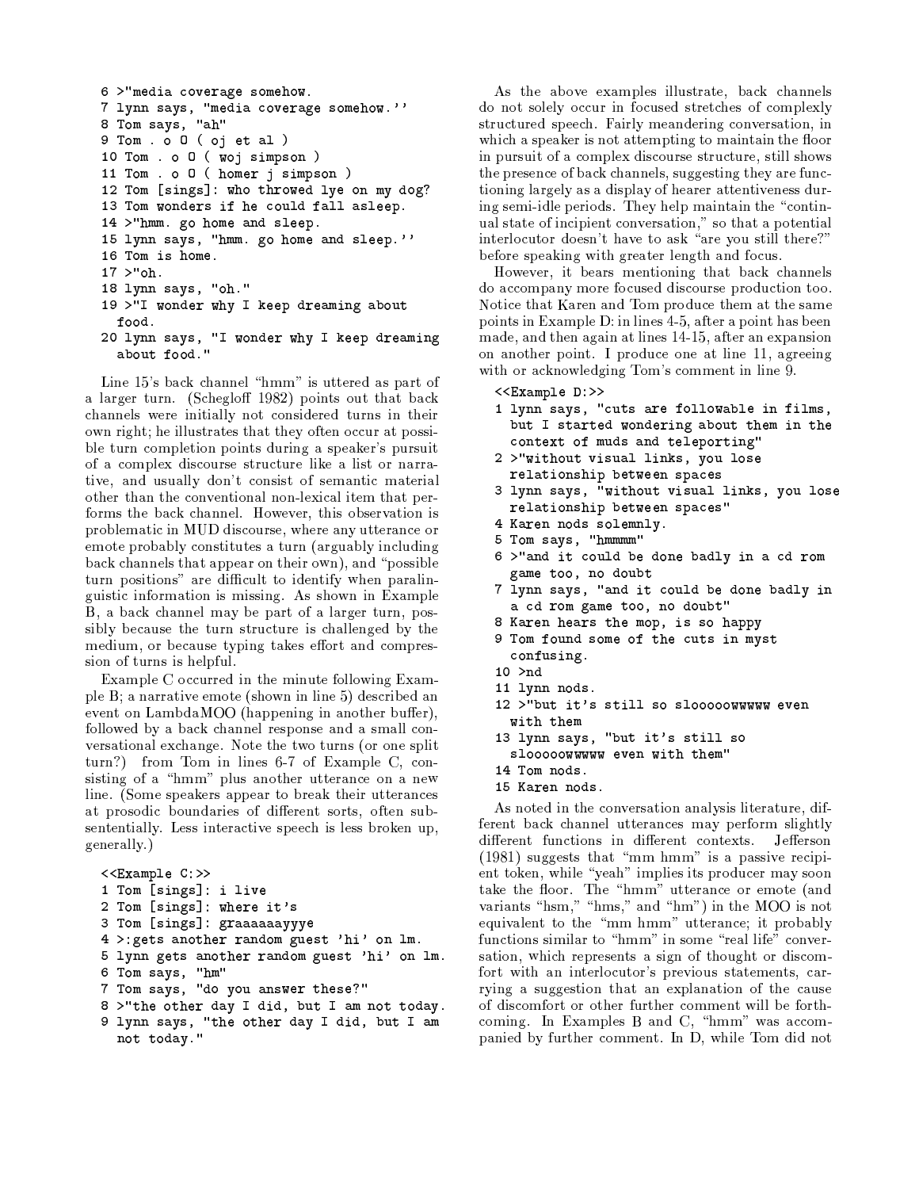```
6 >"media coverage somehow.
7 lynn says, "media coverage somehow.''
8 Tom says, "ah"
9 Tom . o O ( oj et al )
10 Tom . o O ( woj simpson )
11 Tom . o O ( homer j simpson )
12 Tom [sings]: who throwed lye on my dog?
13 Tom wonders if he could fall asleep.
14 >"hmm. go home and sleep.
15 lynn says, "hmm. go home and sleep.''
16 Tom is home.
17 >"oh.
18 lynn says, "oh."
19 >"I wonder why I keep dreaming about
  food.
20 lynn says, "I wonder why I keep dreaming
  about food."
```

Line 15's back channel "hmm" is uttered as part of a larger turn. (Schegloff 1982) points out that back channels were initially not considered turns in their own right; he illustrates that they often occur at possible turn completion points during a speaker's pursuit of a complex discourse structure like a list or narrative, and usually don't consist of semantic material other than the conventional non-lexical item that performs the back channel. However, this observation is problematic in MUD discourse, where any utterance or emote probably constitutes a turn (arguably including back channels that appear on their own), and "possible turn positions" are difficult to identify when paralinguistic information is missing. As shown in Example B, a back channel may be part of a larger turn, possibly because the turn structure is challenged by the medium, or because typing takes effort and compression of turns is helpful.

Example C occurred in the minute following Example B; a narrative emote (shown in line 5) described an event on LambdaMOO (happening in another buffer), followed by a back channel response and a small conversational exchange. Note the two turns (or one split turn?) from Tom in lines 6-7 of Example C, consisting of a "hmm" plus another utterance on a new line. (Some speakers appear to break their utterances at prosodic boundaries of different sorts, often subsententially. Less interactive speech is less broken up, generally.)

```
<<Example C:>>
1 Tom [sings]: i live
2 Tom [sings]: where it's
3 Tom [sings]: graaaaaayyye
4 >:gets another random guest 'hi' on lm.
5 lynn gets another random guest 'hi' on lm.
6 Tom says, "hm"
7 Tom says, "do you answer these?"
8 >"the other day I did, but I am not today.
9 lynn says, "the other day I did, but I am
  not today."
```

As the above examples illustrate, back channels do not solely occur in focused stretches of complexly structured speech. Fairly meandering conversation, in which a speaker is not attempting to maintain the floor in pursuit of a complex discourse structure, still shows the presence of back channels, suggesting they are functioning largely as a display of hearer attentiveness during semi-idle periods. They help maintain the "continual state of incipient conversation," so that a potential interlocutor doesn't have to ask "are you still there?" before speaking with greater length and focus.

However, it bears mentioning that back channels do accompany more focused discourse production too. Notice that Karen and Tom produce them at the same points in Example D: in lines 4-5, after a point has been made, and then again at lines 14-15, after an expansion on another point. I produce one at line 11, agreeing with or acknowledging Tom's comment in line 9.

```
<<Example D:>>
1 lynn says, "cuts are followable in films,
  but I started wondering about them in the
  context of muds and teleporting"
2 >"without visual links, you lose
  relationship between spaces
3 lynn says, "without visual links, you lose
  relationship between spaces"
4 Karen nods solemnly.
5 Tom says, "hmmmm"
6 >"and it could be done badly in a cd rom
  game too, no doubt
7 lynn says, "and it could be done badly in
  a cd rom game too, no doubt"
8 Karen hears the mop, is so happy
9 Tom found some of the cuts in myst
  confusing.
10 >nd
11 lynn nods.
12 >"but it's still so slooooowwwww even
  with them
13 lynn says, "but it's still so
  slooooowwwww even with them"
14 Tom nods.
15 Karen nods.
```

As noted in the conversation analysis literature, different back channel utterances may perform slightly different functions in different contexts. Jefferson (1981) suggests that "mm hmm" is a passive recipient token, while "yeah" implies its producer may soon take the floor. The "hmm" utterance or emote (and variants "hsm," "hms," and "hm") in the MOO is not equivalent to the "mm hmm" utterance; it probably functions similar to "hmm" in some "real life" conversation, which represents a sign of thought or discomfort with an interlocutor's previous statements, carrying a suggestion that an explanation of the cause of discomfort or other further comment will be forthcoming. In Examples B and C, "hmm" was accompanied by further comment. In D, while Tom did not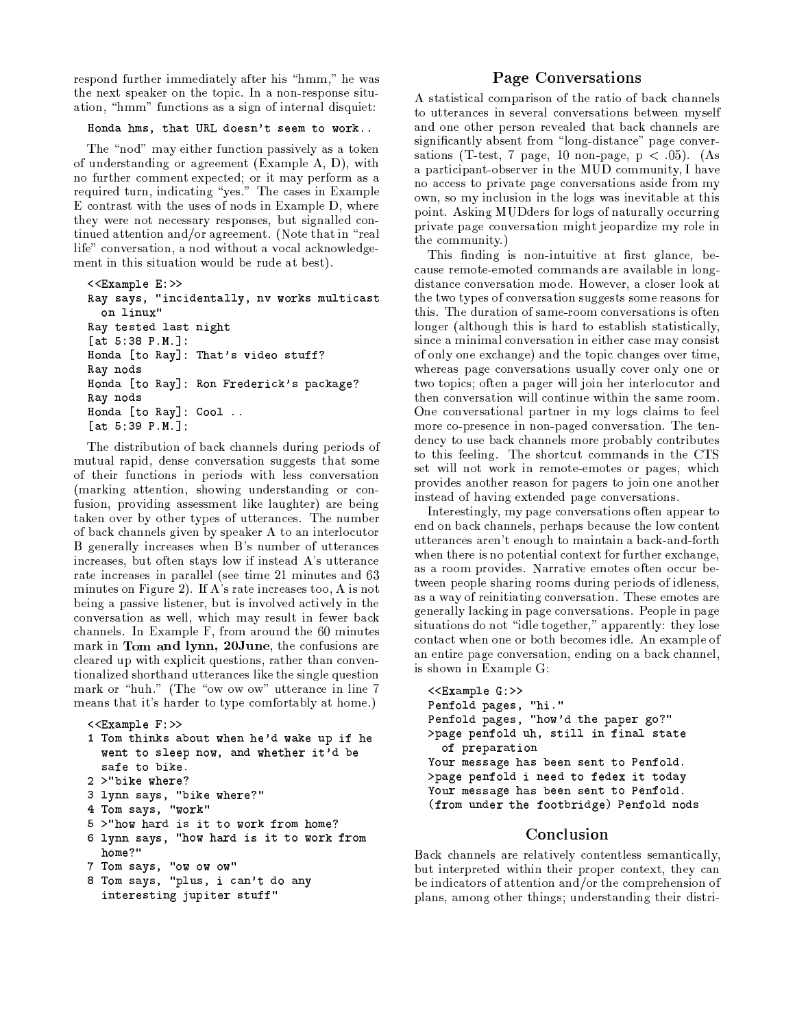respond further immediately after his "hmm," he was the next speaker on the topic. In a non-response situation, "hmm" functions as a sign of internal disquiet:

```
Honda hms, that URL doesn't seem to work..
```

The "nod" may either function passively as a token of understanding or agreement (Example A, D), with no further comment expected; or it may perform as a required turn, indicating "yes." The cases in Example E contrast with the uses of nods in Example D, where they were not necessary responses, but signalled continued attention and/or agreement. (Note that in "real life" conversation, a nod without a vocal acknowledgement in this situation would be rude at best).

```
<<Example E:>>
Ray says, "incidentally, nv works multicast
  on linux"
Ray tested last night
[at 5:38 P.M.]:
Honda [to Ray]: That's video stuff?
Ray nods
Honda [to Ray]: Ron Frederick's package?
Ray nods
Honda [to Ray]: Cool ..
[at 5:39 P.M.]:
```

The distribution of back channels during periods of mutual rapid, dense conversation suggests that some of their functions in periods with less conversation (marking attention, showing understanding or confusion, providing assessment like laughter) are being taken over by other types of utterances. The number of back channels given by speaker A to an interlocutor B generally increases when B's number of utterances increases, but often stays low if instead A's utterance rate increases in parallel (see time 21 minutes and 63 minutes on Figure 2). If A's rate increases too, A is not being a passive listener, but is involved actively in the conversation as well, which may result in fewer back channels. In Example F, from around the 60 minutes mark in **Tom and lynn, 20June**, the confusions are cleared up with explicit questions, rather than conventionalized shorthand utterances like the single question mark or "huh." (The "ow ow ow" utterance in line 7 means that it's harder to type comfortably at home.)

```
<<Example F:>>
1 Tom thinks about when he'd wake up if he
  went to sleep now, and whether it'd be
  safe to bike.
2 >"bike where?
3 lynn says, "bike where?"
4 Tom says, "work"
5 >"how hard is it to work from home?
6 lynn says, "how hard is it to work from
  home?"
7 Tom says, "ow ow ow"
8 Tom says, "plus, i can't do any
  interesting jupiter stuff"
```

## Page Conversations

A statistical comparison of the ratio of back channels to utterances in several conversations between myself and one other person revealed that back channels are significantly absent from "long-distance" page conversations (T-test, 7 page, 10 non-page, $p < .05$). (As a participant-observer in the MUD community, I have no access to private page conversations aside from my own, so my inclusion in the logs was inevitable at this point. Asking MUDders for logs of naturally occurring private page conversation might jeopardize my role in the community.)

This finding is non-intuitive at first glance, because remote-emoted commands are available in long-distance conversation mode. However, a closer look at the two types of conversation suggests some reasons for this. The duration of same-room conversations is often longer (although this is hard to establish statistically, since a minimal conversation in either case may consist of only one exchange) and the topic changes over time, whereas page conversations usually cover only one or two topics; often a pager will join her interlocutor and then conversation will continue within the same room. One conversational partner in my logs claims to feel more co-presence in non-paged conversation. The tendency to use back channels more probably contributes to this feeling. The shortcut commands in the CTS set will not work in remote-emotes or pages, which provides another reason for pagers to join one another instead of having extended page conversations.

Interestingly, my page conversations often appear to end on back channels, perhaps because the low content utterances aren't enough to maintain a back-and-forth when there is no potential context for further exchange, as a room provides. Narrative emotes often occur between people sharing rooms during periods of idleness, as a way of reinitiating conversation. These emotes are generally lacking in page conversations. People in page situations do not "idle together," apparently: they lose contact when one or both becomes idle. An example of an entire page conversation, ending on a back channel, is shown in Example G:

```
<<Example G:>>
Penfold pages, "hi."
Penfold pages, "how'd the paper go?"
>page penfold uh, still in final state
  of preparation
Your message has been sent to Penfold.
>page penfold i need to fedex it today
Your message has been sent to Penfold.
(from under the footbridge) Penfold nods
```

## Conclusion

Back channels are relatively contentless semantically, but interpreted within their proper context, they can be indicators of attention and/or the comprehension of plans, among other things; understanding their distri-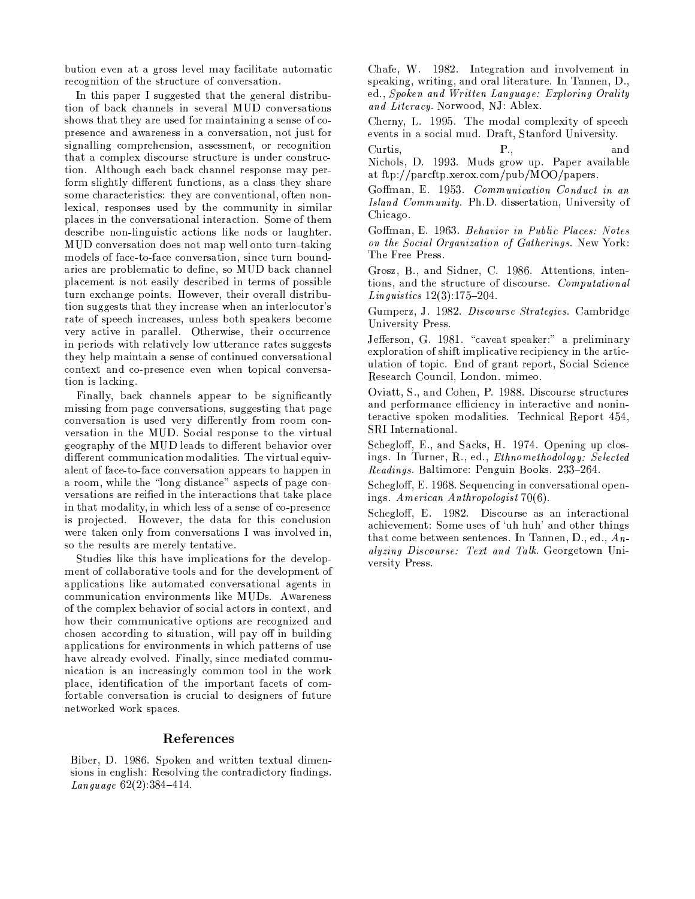bution even at a gross level may facilitate automatic recognition of the structure of conversation.

In this paper I suggested that the general distribution of back channels in several MUD conversations shows that they are used for maintaining a sense of co-presence and awareness in a conversation, not just for signalling comprehension, assessment, or recognition that a complex discourse structure is under construction. Although each back channel response may perform slightly different functions, as a class they share some characteristics: they are conventional, often non-lexical, responses used by the community in similar places in the conversational interaction. Some of them describe non-linguistic actions like nods or laughter. MUD conversation does not map well onto turn-taking models of face-to-face conversation, since turn boundaries are problematic to define, so MUD back channel placement is not easily described in terms of possible turn exchange points. However, their overall distribution suggests that they increase when an interlocutor's rate of speech increases, unless both speakers become very active in parallel. Otherwise, their occurrence in periods with relatively low utterance rates suggests they help maintain a sense of continued conversational context and co-presence even when topical conversation is lacking.

Finally, back channels appear to be significantly missing from page conversations, suggesting that page conversation is used very differently from room conversation in the MUD. Social response to the virtual geography of the MUD leads to different behavior over different communication modalities. The virtual equivalent of face-to-face conversation appears to happen in a room, while the "long distance" aspects of page conversations are reified in the interactions that take place in that modality, in which less of a sense of co-presence is projected. However, the data for this conclusion were taken only from conversations I was involved in, so the results are merely tentative.

Studies like this have implications for the development of collaborative tools and for the development of applications like automated conversational agents in communication environments like MUDs. Awareness of the complex behavior of social actors in context, and how their communicative options are recognized and chosen according to situation, will pay off in building applications for environments in which patterns of use have already evolved. Finally, since mediated communication is an increasingly common tool in the work place, identification of the important facets of comfortable conversation is crucial to designers of future networked work spaces.

## References

Biber, D. 1986. Spoken and written textual dimensions in english: Resolving the contradictory findings. *Language* 62(2):384–414.

Chafe, W. 1982. Integration and involvement in speaking, writing, and oral literature. In Tannen, D., ed., *Spoken and Written Language: Exploring Orality and Literacy*. Norwood, NJ: Ablex.

Cherny, L. 1995. The modal complexity of speech events in a social mud. Draft, Stanford University.

Curtis, P., and Nichols, D. 1993. Muds grow up. Paper available at ftp://parcftp.xerox.com/pub/MOO/papers.

Goffman, E. 1953. *Communication Conduct in an Island Community*. Ph.D. dissertation, University of Chicago.

Goffman, E. 1963. *Behavior in Public Places: Notes on the Social Organization of Gatherings*. New York: The Free Press.

Grosz, B., and Sidner, C. 1986. Attentions, intentions, and the structure of discourse. *Computational Linguistics* 12(3):175–204.

Gumperz, J. 1982. *Discourse Strategies*. Cambridge University Press.

Jefferson, G. 1981. "caveat speaker:" a preliminary exploration of shift implicative recipiency in the articulation of topic. End of grant report, Social Science Research Council, London. mimeo.

Oviatt, S., and Cohen, P. 1988. Discourse structures and performance efficiency in interactive and noninteractive spoken modalities. Technical Report 454, SRI International.

Schegloff, E., and Sacks, H. 1974. Opening up closings. In Turner, R., ed., *Ethnomethodology: Selected Readings*. Baltimore: Penguin Books. 233–264.

Schegloff, E. 1968. Sequencing in conversational openings. *American Anthropologist* 70(6).

Schegloff, E. 1982. Discourse as an interactional achievement: Some uses of 'uh huh' and other things that come between sentences. In Tannen, D., ed., *Analyzing Discourse: Text and Talk*. Georgetown University Press.